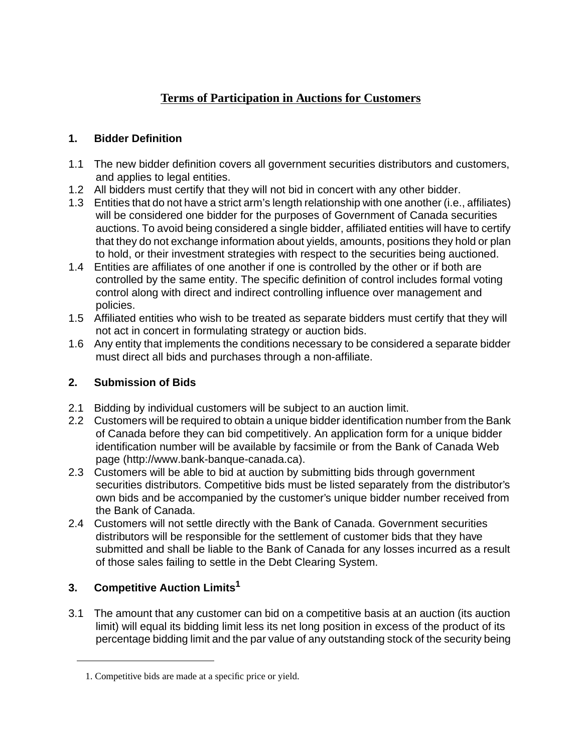# Terms of Participation in Auctions for Customers

## 1. Bidder Definition

1.1 The new bidder definition covers all government securities distributors and customers, and applies to legal entities.

1.2 All bidders must certify that they will not bid in concert with any other bidder.

1.3 Entities that do not have a strict arm's length relationship with one another (i.e., affiliates) will be considered one bidder for the purposes of Government of Canada securities auctions. To avoid being considered a single bidder, affiliated entities will have to certify that they do not exchange information about yields, amounts, positions they hold or plan to hold, or their investment strategies with respect to the securities being auctioned.

1.4 Entities are affiliates of one another if one is controlled by the other or if both are controlled by the same entity. The specific definition of control includes formal voting control along with direct and indirect controlling influence over management and policies.

1.5 Affiliated entities who wish to be treated as separate bidders must certify that they will not act in concert in formulating strategy or auction bids.

1.6 Any entity that implements the conditions necessary to be considered a separate bidder must direct all bids and purchases through a non-affiliate.

## 2. Submission of Bids

2.1 Bidding by individual customers will be subject to an auction limit.

2.2 Customers will be required to obtain a unique bidder identification number from the Bank of Canada before they can bid competitively. An application form for a unique bidder identification number will be available by facsimile or from the Bank of Canada Web page (http://www.bank-banque-canada.ca).

2.3 Customers will be able to bid at auction by submitting bids through government securities distributors. Competitive bids must be listed separately from the distributor's own bids and be accompanied by the customer's unique bidder number received from the Bank of Canada.

2.4 Customers will not settle directly with the Bank of Canada. Government securities distributors will be responsible for the settlement of customer bids that they have submitted and shall be liable to the Bank of Canada for any losses incurred as a result of those sales failing to settle in the Debt Clearing System.

## 3. Competitive Auction Limits[1]

3.1 The amount that any customer can bid on a competitive basis at an auction (its auction limit) will equal its bidding limit less its net long position in excess of the product of its percentage bidding limit and the par value of any outstanding stock of the security being

1. Competitive bids are made at a specific price or yield.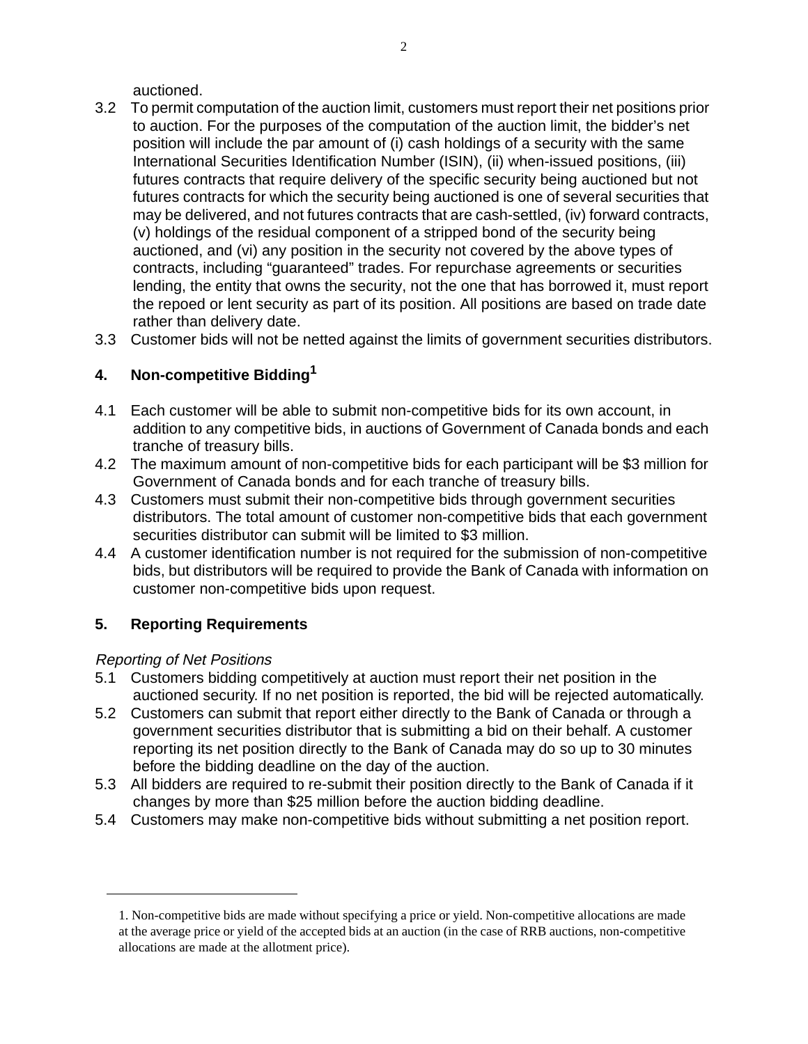auctioned.

3.2 To permit computation of the auction limit, customers must report their net positions prior to auction. For the purposes of the computation of the auction limit, the bidder's net position will include the par amount of (i) cash holdings of a security with the same International Securities Identification Number (ISIN), (ii) when-issued positions, (iii) futures contracts that require delivery of the specific security being auctioned but not futures contracts for which the security being auctioned is one of several securities that may be delivered, and not futures contracts that are cash-settled, (iv) forward contracts, (v) holdings of the residual component of a stripped bond of the security being auctioned, and (vi) any position in the security not covered by the above types of contracts, including "guaranteed" trades. For repurchase agreements or securities lending, the entity that owns the security, not the one that has borrowed it, must report the repoed or lent security as part of its position. All positions are based on trade date rather than delivery date.

3.3 Customer bids will not be netted against the limits of government securities distributors.

## 4. Non-competitive Bidding[1]

4.1 Each customer will be able to submit non-competitive bids for its own account, in addition to any competitive bids, in auctions of Government of Canada bonds and each tranche of treasury bills.

4.2 The maximum amount of non-competitive bids for each participant will be $3 million for Government of Canada bonds and for each tranche of treasury bills.

4.3 Customers must submit their non-competitive bids through government securities distributors. The total amount of customer non-competitive bids that each government securities distributor can submit will be limited to $3 million.

4.4 A customer identification number is not required for the submission of non-competitive bids, but distributors will be required to provide the Bank of Canada with information on customer non-competitive bids upon request.

## 5. Reporting Requirements

*Reporting of Net Positions*

5.1 Customers bidding competitively at auction must report their net position in the auctioned security. If no net position is reported, the bid will be rejected automatically.

5.2 Customers can submit that report either directly to the Bank of Canada or through a government securities distributor that is submitting a bid on their behalf. A customer reporting its net position directly to the Bank of Canada may do so up to 30 minutes before the bidding deadline on the day of the auction.

5.3 All bidders are required to re-submit their position directly to the Bank of Canada if it changes by more than $25 million before the auction bidding deadline.

5.4 Customers may make non-competitive bids without submitting a net position report.

---

1. Non-competitive bids are made without specifying a price or yield. Non-competitive allocations are made at the average price or yield of the accepted bids at an auction (in the case of RRB auctions, non-competitive allocations are made at the allotment price).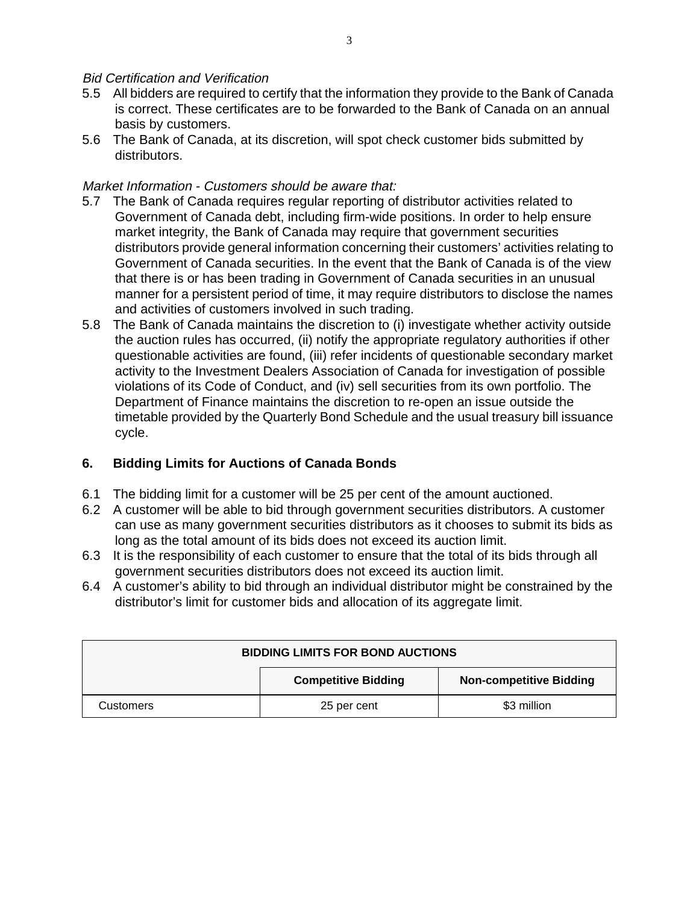*Bid Certification and Verification*

5.5 All bidders are required to certify that the information they provide to the Bank of Canada is correct. These certificates are to be forwarded to the Bank of Canada on an annual basis by customers.

5.6 The Bank of Canada, at its discretion, will spot check customer bids submitted by distributors.

*Market Information - Customers should be aware that:*

5.7 The Bank of Canada requires regular reporting of distributor activities related to Government of Canada debt, including firm-wide positions. In order to help ensure market integrity, the Bank of Canada may require that government securities distributors provide general information concerning their customers' activities relating to Government of Canada securities. In the event that the Bank of Canada is of the view that there is or has been trading in Government of Canada securities in an unusual manner for a persistent period of time, it may require distributors to disclose the names and activities of customers involved in such trading.

5.8 The Bank of Canada maintains the discretion to (i) investigate whether activity outside the auction rules has occurred, (ii) notify the appropriate regulatory authorities if other questionable activities are found, (iii) refer incidents of questionable secondary market activity to the Investment Dealers Association of Canada for investigation of possible violations of its Code of Conduct, and (iv) sell securities from its own portfolio. The Department of Finance maintains the discretion to re-open an issue outside the timetable provided by the Quarterly Bond Schedule and the usual treasury bill issuance cycle.

## 6. Bidding Limits for Auctions of Canada Bonds

6.1 The bidding limit for a customer will be 25 per cent of the amount auctioned.

6.2 A customer will be able to bid through government securities distributors. A customer can use as many government securities distributors as it chooses to submit its bids as long as the total amount of its bids does not exceed its auction limit.

6.3 It is the responsibility of each customer to ensure that the total of its bids through all government securities distributors does not exceed its auction limit.

6.4 A customer's ability to bid through an individual distributor might be constrained by the distributor's limit for customer bids and allocation of its aggregate limit.

| BIDDING LIMITS FOR BOND AUCTIONS | | |
|---|---|---|
| | **Competitive Bidding** | **Non-competitive Bidding** |
| Customers | 25 per cent | $3 million |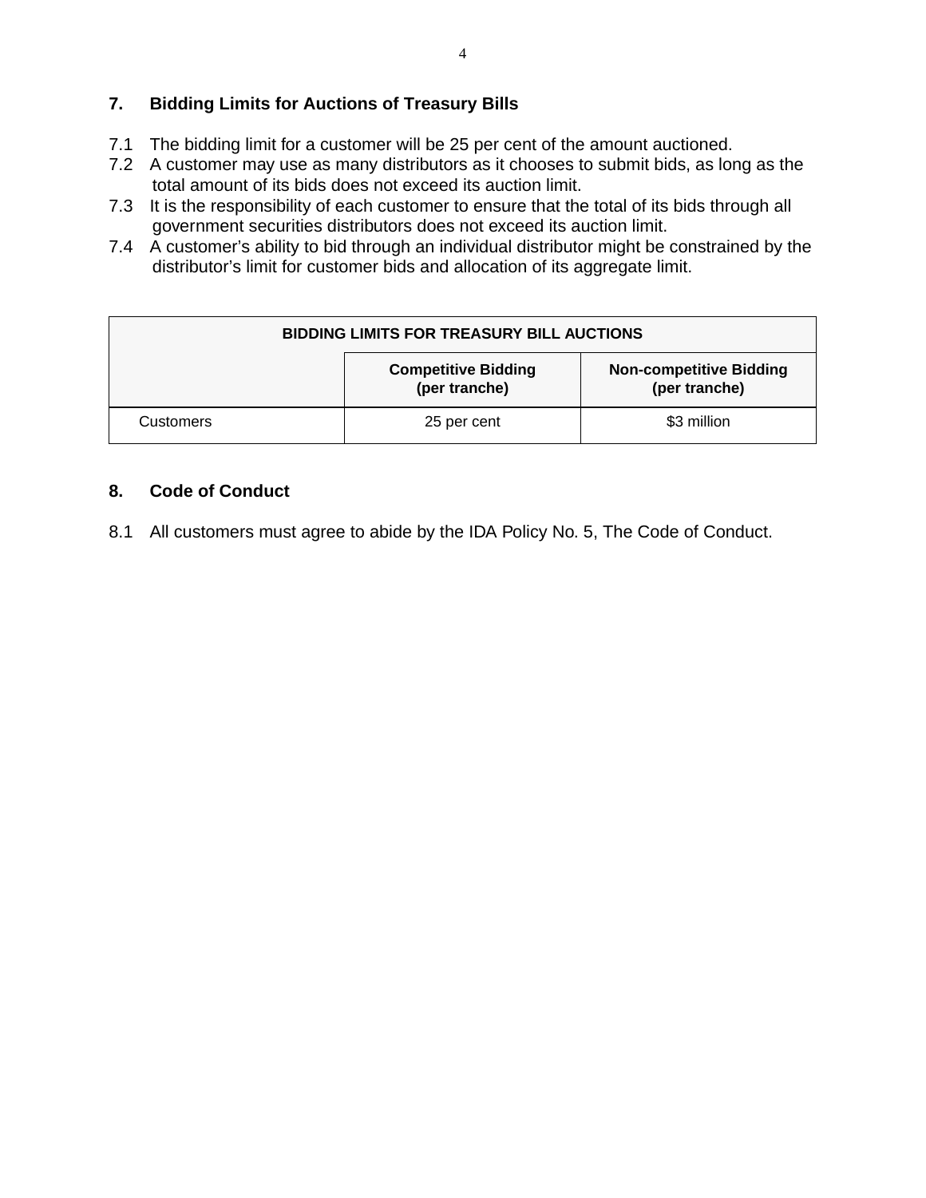## 7. Bidding Limits for Auctions of Treasury Bills

7.1 The bidding limit for a customer will be 25 per cent of the amount auctioned.

7.2 A customer may use as many distributors as it chooses to submit bids, as long as the total amount of its bids does not exceed its auction limit.

7.3 It is the responsibility of each customer to ensure that the total of its bids through all government securities distributors does not exceed its auction limit.

7.4 A customer's ability to bid through an individual distributor might be constrained by the distributor's limit for customer bids and allocation of its aggregate limit.

| BIDDING LIMITS FOR TREASURY BILL AUCTIONS | | |
|---|---|---|
| | **Competitive Bidding (per tranche)** | **Non-competitive Bidding (per tranche)** |
| Customers | 25 per cent | $3 million |

## 8. Code of Conduct

8.1 All customers must agree to abide by the IDA Policy No. 5, The Code of Conduct.